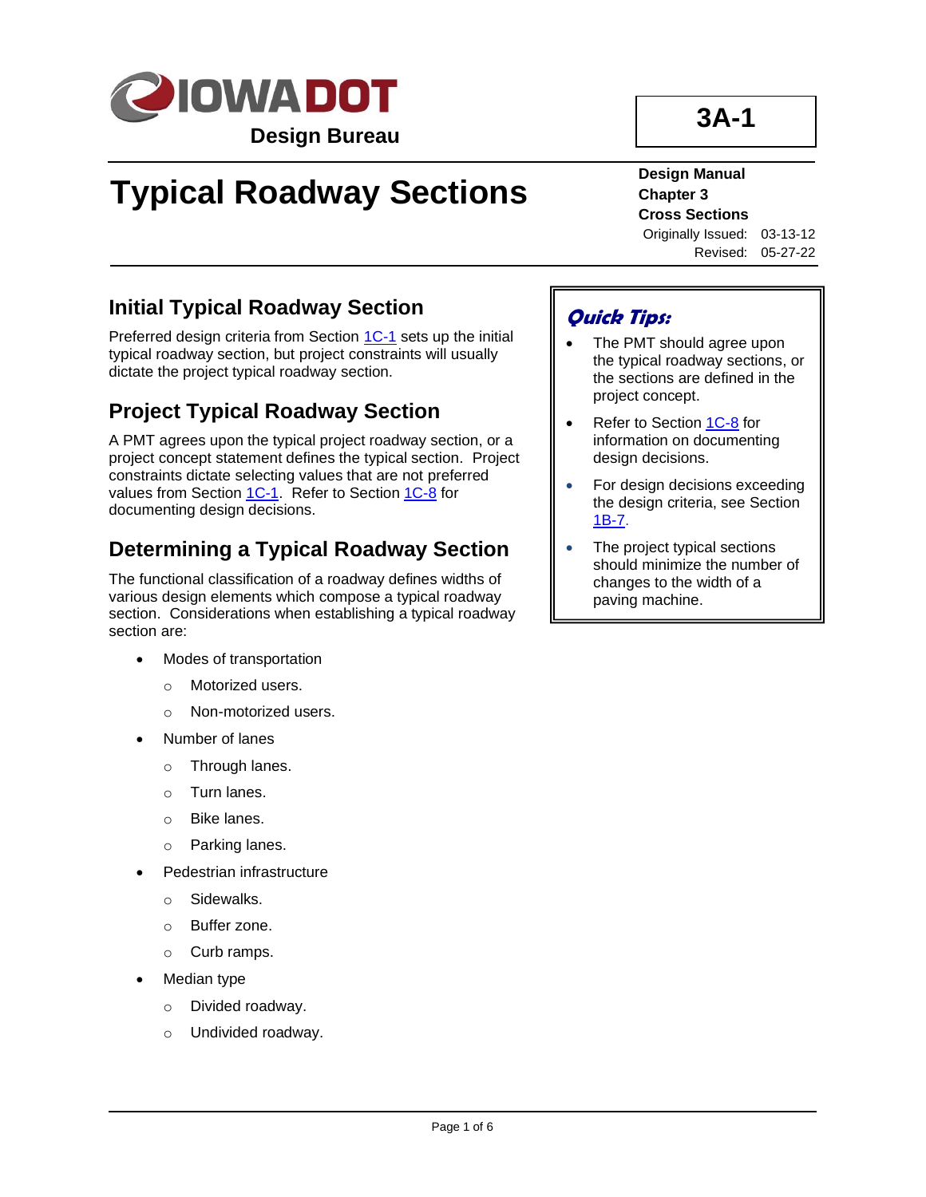IOWA DOT

**Design Bureau**

**3A-1**

# Typical Roadway Sections

**Design Manual**
**Chapter 3**
**Cross Sections**
Originally Issued: 03-13-12
Revised: 05-27-22

## Initial Typical Roadway Section

Preferred design criteria from Section 1C-1 sets up the initial typical roadway section, but project constraints will usually dictate the project typical roadway section.

## Project Typical Roadway Section

A PMT agrees upon the typical project roadway section, or a project concept statement defines the typical section. Project constraints dictate selecting values that are not preferred values from Section 1C-1. Refer to Section 1C-8 for documenting design decisions.

## Determining a Typical Roadway Section

The functional classification of a roadway defines widths of various design elements which compose a typical roadway section. Considerations when establishing a typical roadway section are:

- Modes of transportation
  - Motorized users.
  - Non-motorized users.
- Number of lanes
  - Through lanes.
  - Turn lanes.
  - Bike lanes.
  - Parking lanes.
- Pedestrian infrastructure
  - Sidewalks.
  - Buffer zone.
  - Curb ramps.
- Median type
  - Divided roadway.
  - Undivided roadway.

***Quick Tips:***

- The PMT should agree upon the typical roadway sections, or the sections are defined in the project concept.
- Refer to Section 1C-8 for information on documenting design decisions.
- For design decisions exceeding the design criteria, see Section 1B-7.
- The project typical sections should minimize the number of changes to the width of a paving machine.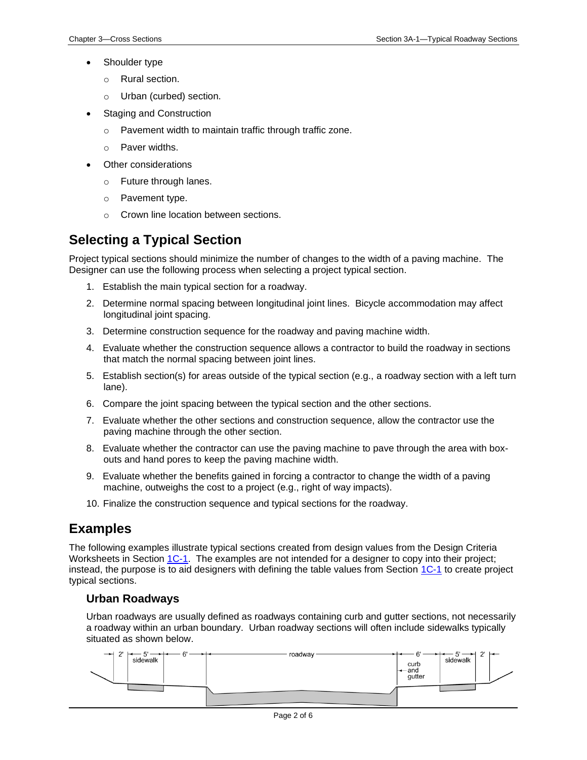- Shoulder type
    - Rural section.
    - Urban (curbed) section.
- Staging and Construction
    - Pavement width to maintain traffic through traffic zone.
    - Paver widths.
- Other considerations
    - Future through lanes.
    - Pavement type.
    - Crown line location between sections.

## Selecting a Typical Section

Project typical sections should minimize the number of changes to the width of a paving machine. The Designer can use the following process when selecting a project typical section.

1. Establish the main typical section for a roadway.
2. Determine normal spacing between longitudinal joint lines. Bicycle accommodation may affect longitudinal joint spacing.
3. Determine construction sequence for the roadway and paving machine width.
4. Evaluate whether the construction sequence allows a contractor to build the roadway in sections that match the normal spacing between joint lines.
5. Establish section(s) for areas outside of the typical section (e.g., a roadway section with a left turn lane).
6. Compare the joint spacing between the typical section and the other sections.
7. Evaluate whether the other sections and construction sequence, allow the contractor use the paving machine through the other section.
8. Evaluate whether the contractor can use the paving machine to pave through the area with box-outs and hand pores to keep the paving machine width.
9. Evaluate whether the benefits gained in forcing a contractor to change the width of a paving machine, outweighs the cost to a project (e.g., right of way impacts).
10. Finalize the construction sequence and typical sections for the roadway.

## Examples

The following examples illustrate typical sections created from design values from the Design Criteria Worksheets in Section 1C-1. The examples are not intended for a designer to copy into their project; instead, the purpose is to aid designers with defining the table values from Section 1C-1 to create project typical sections.

### Urban Roadways

Urban roadways are usually defined as roadways containing curb and gutter sections, not necessarily a roadway within an urban boundary. Urban roadway sections will often include sidewalks typically situated as shown below.

2' | 5' sidewalk | 6' | roadway | 6' curb and gutter | 5' sidewalk | 2'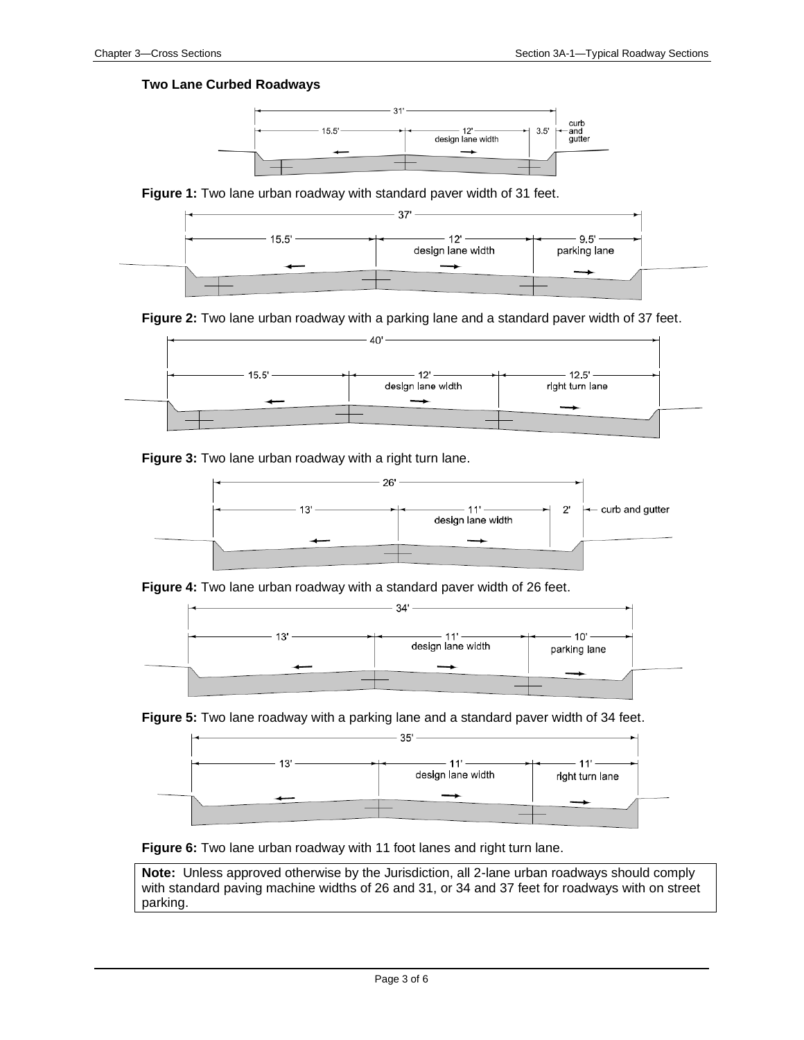**Two Lane Curbed Roadways**

**Figure 1:** Two lane urban roadway with standard paver width of 31 feet.

**Figure 2:** Two lane urban roadway with a parking lane and a standard paver width of 37 feet.

**Figure 3:** Two lane urban roadway with a right turn lane.

**Figure 4:** Two lane urban roadway with a standard paver width of 26 feet.

**Figure 5:** Two lane roadway with a parking lane and a standard paver width of 34 feet.

**Figure 6:** Two lane urban roadway with 11 foot lanes and right turn lane.

**Note:** Unless approved otherwise by the Jurisdiction, all 2-lane urban roadways should comply with standard paving machine widths of 26 and 31, or 34 and 37 feet for roadways with on street parking.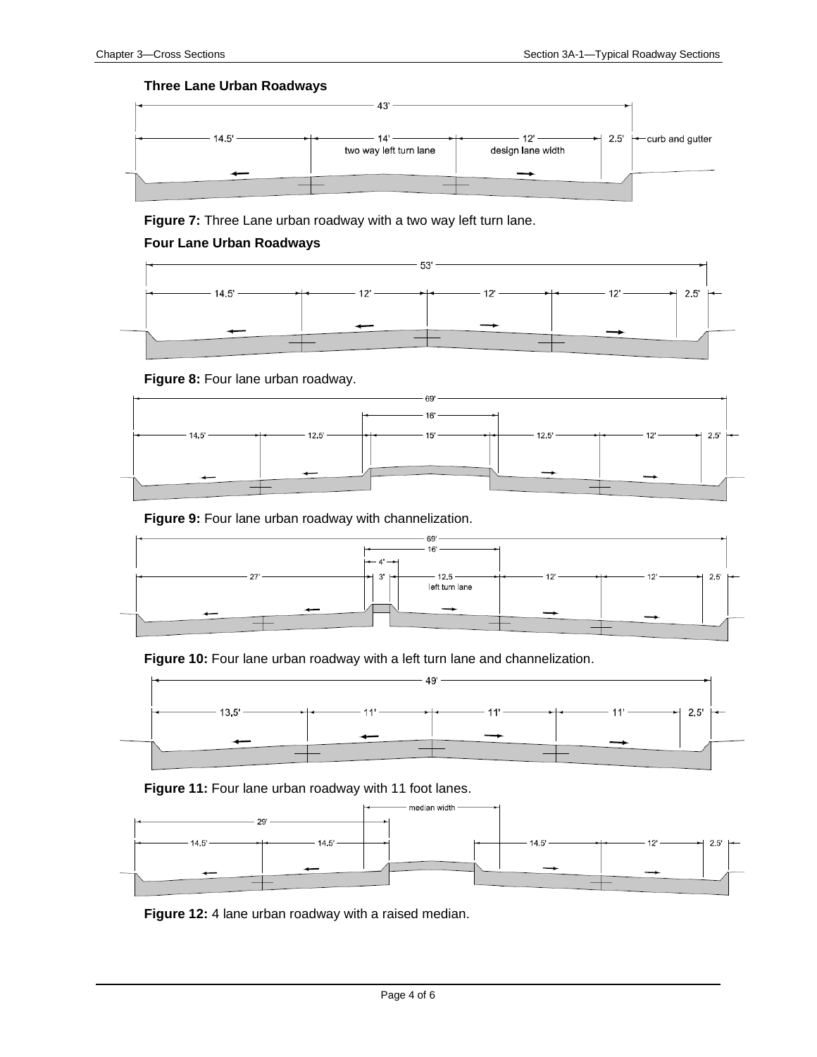### Three Lane Urban Roadways

**Figure 7:** Three Lane urban roadway with a two way left turn lane.

### Four Lane Urban Roadways

**Figure 8:** Four lane urban roadway.

**Figure 9:** Four lane urban roadway with channelization.

**Figure 10:** Four lane urban roadway with a left turn lane and channelization.

**Figure 11:** Four lane urban roadway with 11 foot lanes.

**Figure 12:** 4 lane urban roadway with a raised median.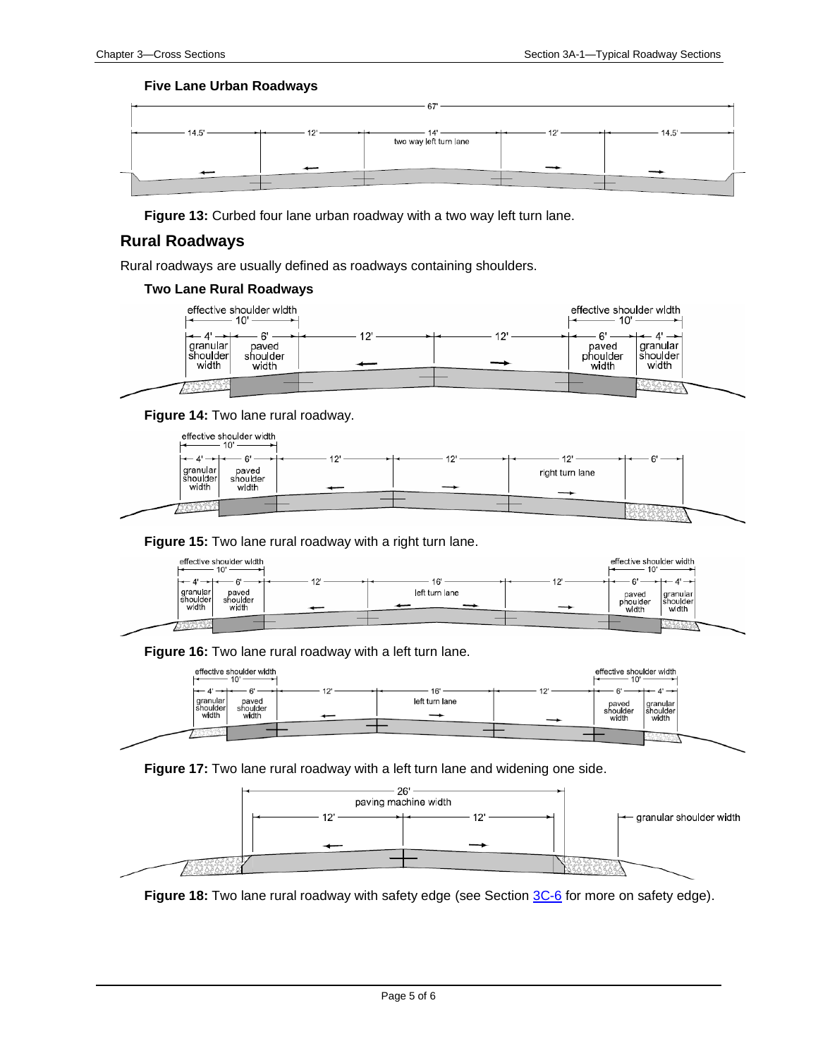#### Five Lane Urban Roadways

**Figure 13:** Curbed four lane urban roadway with a two way left turn lane.

## Rural Roadways

Rural roadways are usually defined as roadways containing shoulders.

#### Two Lane Rural Roadways

**Figure 14:** Two lane rural roadway.

**Figure 15:** Two lane rural roadway with a right turn lane.

**Figure 16:** Two lane rural roadway with a left turn lane.

**Figure 17:** Two lane rural roadway with a left turn lane and widening one side.

**Figure 18:** Two lane rural roadway with safety edge (see Section 3C-6 for more on safety edge).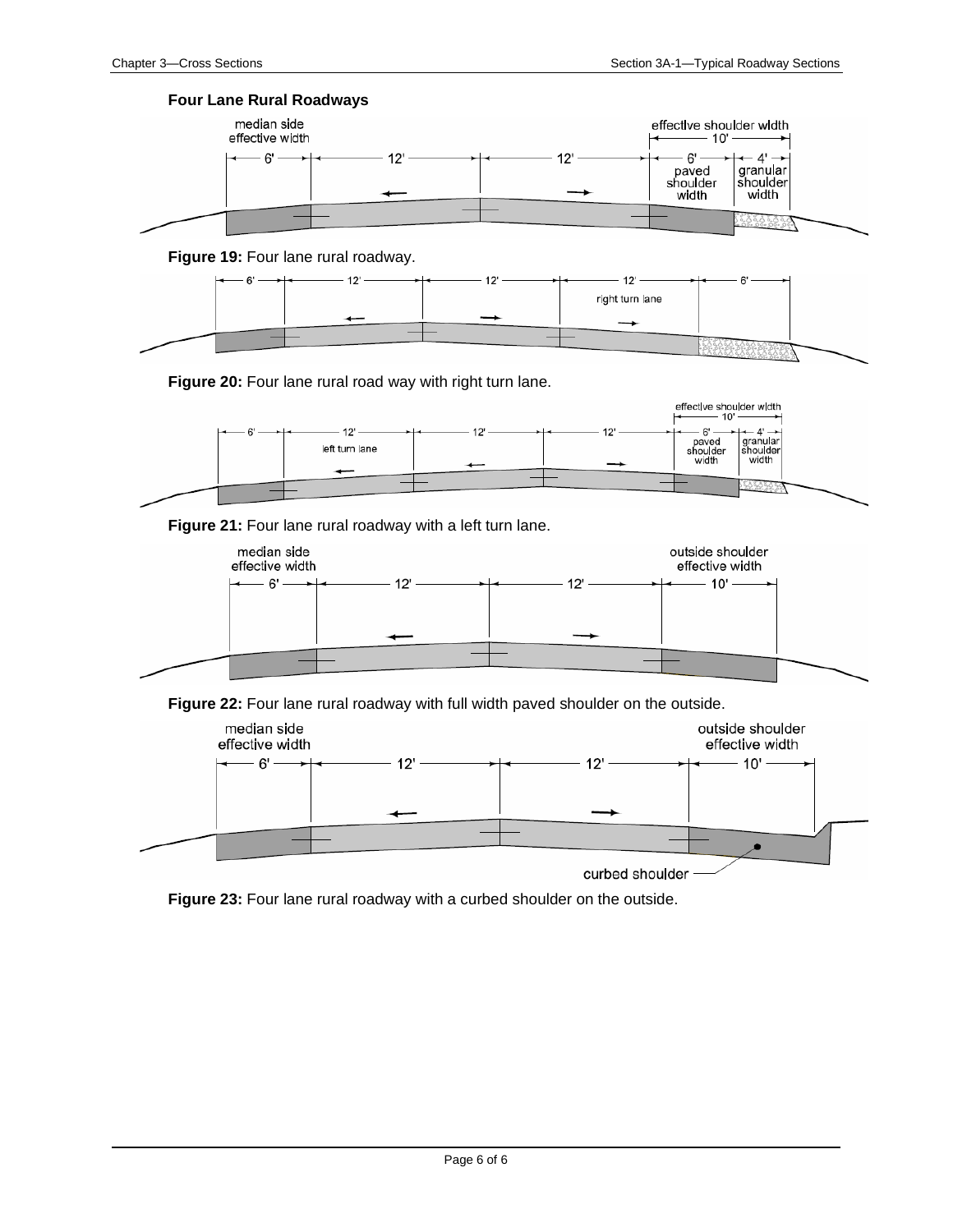**Four Lane Rural Roadways**

**Figure 19:** Four lane rural roadway.

**Figure 20:** Four lane rural road way with right turn lane.

**Figure 21:** Four lane rural roadway with a left turn lane.

**Figure 22:** Four lane rural roadway with full width paved shoulder on the outside.

**Figure 23:** Four lane rural roadway with a curbed shoulder on the outside.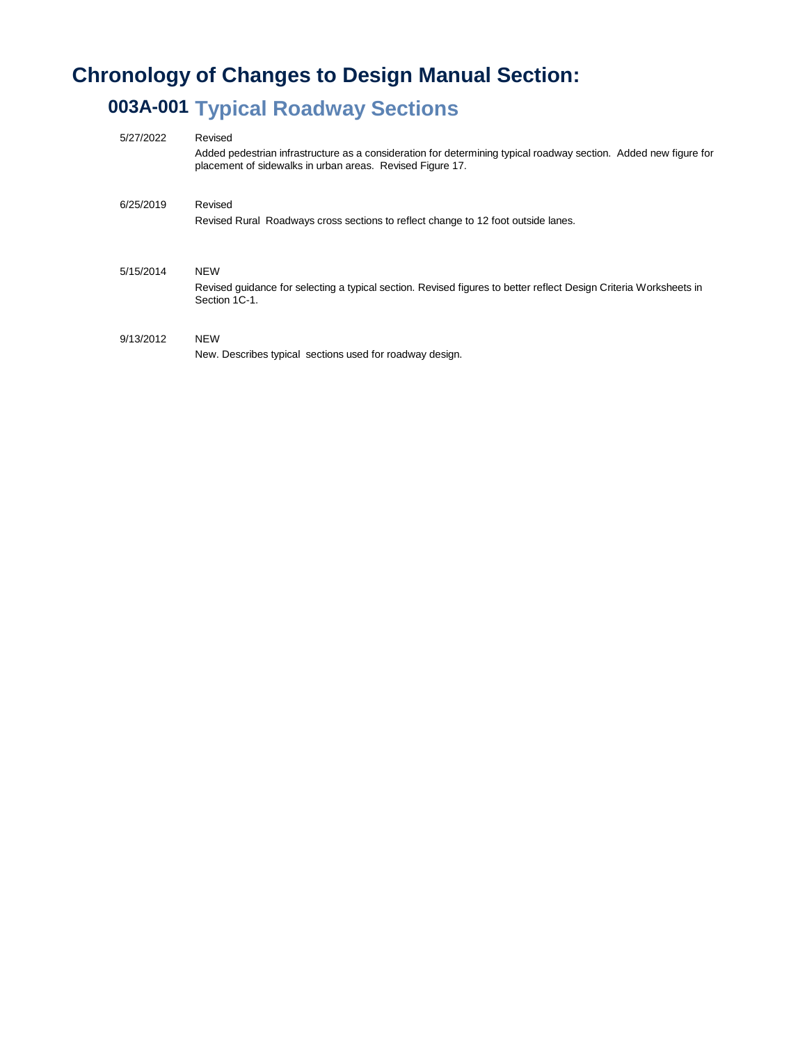# Chronology of Changes to Design Manual Section:

## 003A-001 Typical Roadway Sections

| | | |
|---|---|---|
| 5/27/2022 | Revised | Added pedestrian infrastructure as a consideration for determining typical roadway section. Added new figure for placement of sidewalks in urban areas. Revised Figure 17. |
| 6/25/2019 | Revised | Revised Rural Roadways cross sections to reflect change to 12 foot outside lanes. |
| 5/15/2014 | NEW | Revised guidance for selecting a typical section. Revised figures to better reflect Design Criteria Worksheets in Section 1C-1. |
| 9/13/2012 | NEW | New. Describes typical sections used for roadway design. |